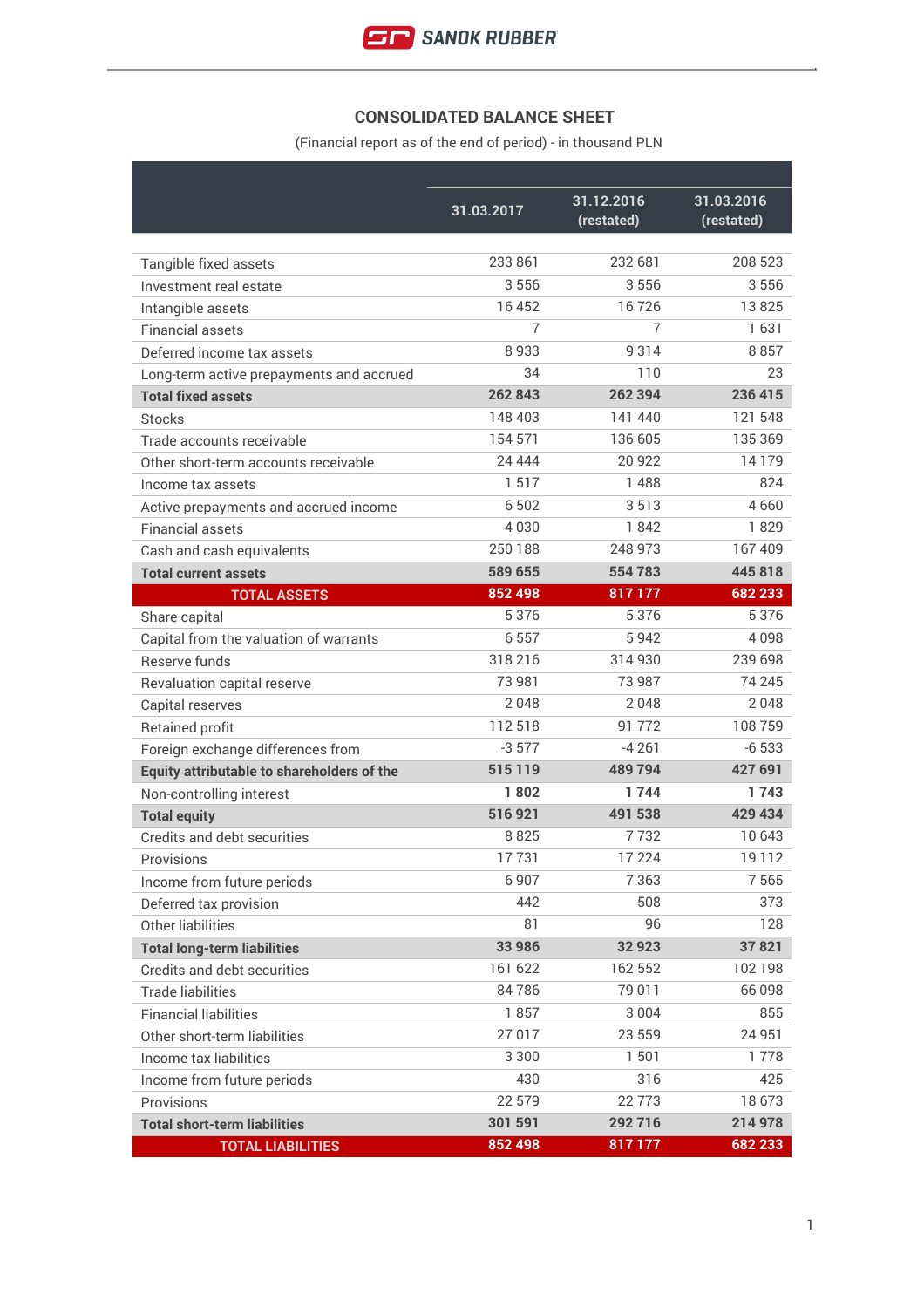SANOK RUBBER

## CONSOLIDATED BALANCE SHEET

(Financial report as of the end of period) - in thousand PLN

| | 31.03.2017 | 31.12.2016 (restated) | 31.03.2016 (restated) |
|---|---|---|---|
| Tangible fixed assets | 233 861 | 232 681 | 208 523 |
| Investment real estate | 3 556 | 3 556 | 3 556 |
| Intangible assets | 16 452 | 16 726 | 13 825 |
| Financial assets | 7 | 7 | 1 631 |
| Deferred income tax assets | 8 933 | 9 314 | 8 857 |
| Long-term active prepayments and accrued | 34 | 110 | 23 |
| **Total fixed assets** | **262 843** | **262 394** | **236 415** |
| Stocks | 148 403 | 141 440 | 121 548 |
| Trade accounts receivable | 154 571 | 136 605 | 135 369 |
| Other short-term accounts receivable | 24 444 | 20 922 | 14 179 |
| Income tax assets | 1 517 | 1 488 | 824 |
| Active prepayments and accrued income | 6 502 | 3 513 | 4 660 |
| Financial assets | 4 030 | 1 842 | 1 829 |
| Cash and cash equivalents | 250 188 | 248 973 | 167 409 |
| **Total current assets** | **589 655** | **554 783** | **445 818** |
| **TOTAL ASSETS** | **852 498** | **817 177** | **682 233** |
| Share capital | 5 376 | 5 376 | 5 376 |
| Capital from the valuation of warrants | 6 557 | 5 942 | 4 098 |
| Reserve funds | 318 216 | 314 930 | 239 698 |
| Revaluation capital reserve | 73 981 | 73 987 | 74 245 |
| Capital reserves | 2 048 | 2 048 | 2 048 |
| Retained profit | 112 518 | 91 772 | 108 759 |
| Foreign exchange differences from | -3 577 | -4 261 | -6 533 |
| **Equity attributable to shareholders of the** | **515 119** | **489 794** | **427 691** |
| Non-controlling interest | **1 802** | **1 744** | **1 743** |
| **Total equity** | **516 921** | **491 538** | **429 434** |
| Credits and debt securities | 8 825 | 7 732 | 10 643 |
| Provisions | 17 731 | 17 224 | 19 112 |
| Income from future periods | 6 907 | 7 363 | 7 565 |
| Deferred tax provision | 442 | 508 | 373 |
| Other liabilities | 81 | 96 | 128 |
| **Total long-term liabilities** | **33 986** | **32 923** | **37 821** |
| Credits and debt securities | 161 622 | 162 552 | 102 198 |
| Trade liabilities | 84 786 | 79 011 | 66 098 |
| Financial liabilities | 1 857 | 3 004 | 855 |
| Other short-term liabilities | 27 017 | 23 559 | 24 951 |
| Income tax liabilities | 3 300 | 1 501 | 1 778 |
| Income from future periods | 430 | 316 | 425 |
| Provisions | 22 579 | 22 773 | 18 673 |
| **Total short-term liabilities** | **301 591** | **292 716** | **214 978** |
| **TOTAL LIABILITIES** | **852 498** | **817 177** | **682 233** |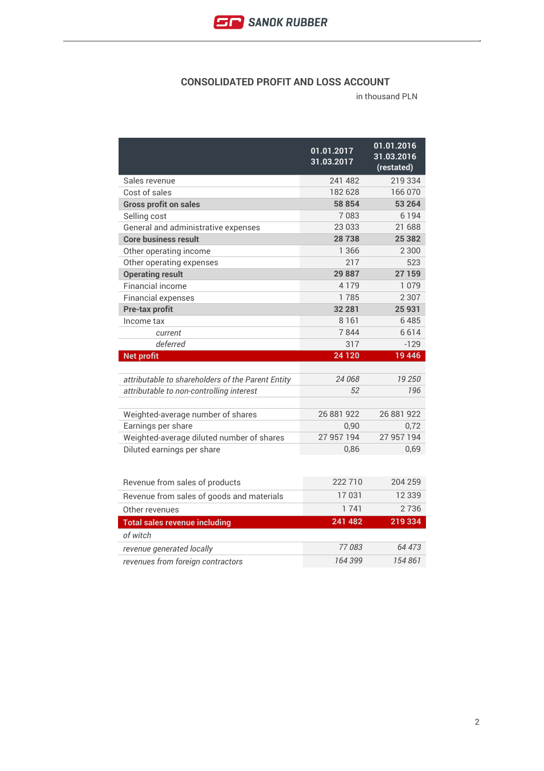## CONSOLIDATED PROFIT AND LOSS ACCOUNT

in thousand PLN

| | 01.01.2017 31.03.2017 | 01.01.2016 31.03.2016 (restated) |
|---|---|---|
| Sales revenue | 241 482 | 219 334 |
| Cost of sales | 182 628 | 166 070 |
| **Gross profit on sales** | **58 854** | **53 264** |
| Selling cost | 7 083 | 6 194 |
| General and administrative expenses | 23 033 | 21 688 |
| **Core business result** | **28 738** | **25 382** |
| Other operating income | 1 366 | 2 300 |
| Other operating expenses | 217 | 523 |
| **Operating result** | **29 887** | **27 159** |
| Financial income | 4 179 | 1 079 |
| Financial expenses | 1 785 | 2 307 |
| **Pre-tax profit** | **32 281** | **25 931** |
| Income tax | 8 161 | 6 485 |
| *current* | 7 844 | 6 614 |
| *deferred* | 317 | -129 |
| **Net profit** | **24 120** | **19 446** |
| | | |
| *attributable to shareholders of the Parent Entity* | *24 068* | *19 250* |
| *attributable to non-controlling interest* | *52* | *196* |
| | | |
| Weighted-average number of shares | 26 881 922 | 26 881 922 |
| Earnings per share | 0,90 | 0,72 |
| Weighted-average diluted number of shares | 27 957 194 | 27 957 194 |
| Diluted earnings per share | 0,86 | 0,69 |

| | | |
|---|---|---|
| Revenue from sales of products | 222 710 | 204 259 |
| Revenue from sales of goods and materials | 17 031 | 12 339 |
| Other revenues | 1 741 | 2 736 |
| **Total sales revenue including** | **241 482** | **219 334** |
| *of witch* | | |
| *revenue generated locally* | *77 083* | *64 473* |
| *revenues from foreign contractors* | *164 399* | *154 861* |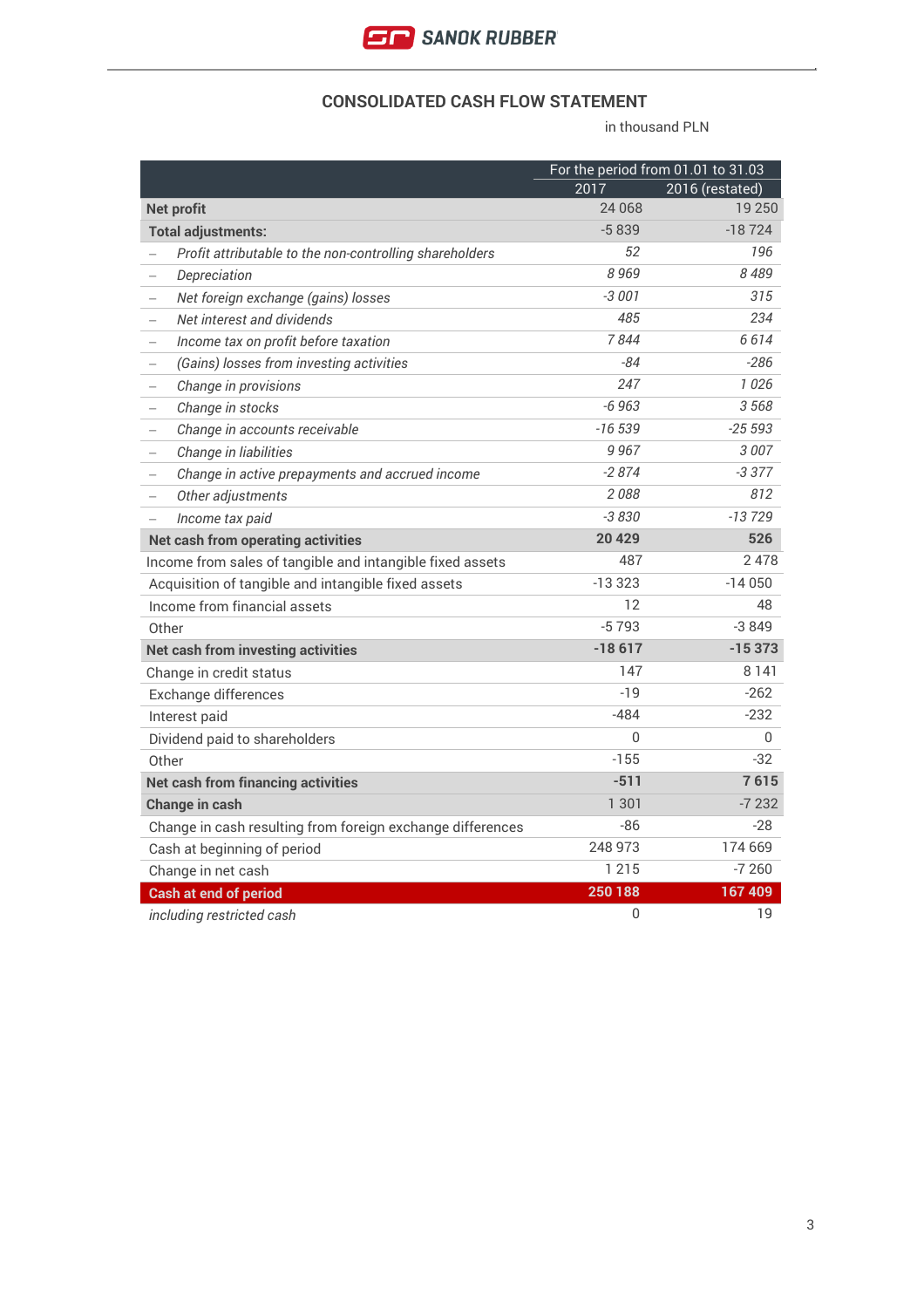## CONSOLIDATED CASH FLOW STATEMENT

in thousand PLN

| | For the period from 01.01 to 31.03 | |
|---|---|---|
| | 2017 | 2016 (restated) |
| **Net profit** | 24 068 | 19 250 |
| **Total adjustments:** | -5 839 | -18 724 |
| – *Profit attributable to the non-controlling shareholders* | *52* | *196* |
| – *Depreciation* | *8 969* | *8 489* |
| – *Net foreign exchange (gains) losses* | *-3 001* | *315* |
| – *Net interest and dividends* | *485* | *234* |
| – *Income tax on profit before taxation* | *7 844* | *6 614* |
| – *(Gains) losses from investing activities* | *-84* | *-286* |
| – *Change in provisions* | *247* | *1 026* |
| – *Change in stocks* | *-6 963* | *3 568* |
| – *Change in accounts receivable* | *-16 539* | *-25 593* |
| – *Change in liabilities* | *9 967* | *3 007* |
| – *Change in active prepayments and accrued income* | *-2 874* | *-3 377* |
| – *Other adjustments* | *2 088* | *812* |
| – *Income tax paid* | *-3 830* | *-13 729* |
| **Net cash from operating activities** | **20 429** | **526** |
| Income from sales of tangible and intangible fixed assets | 487 | 2 478 |
| Acquisition of tangible and intangible fixed assets | -13 323 | -14 050 |
| Income from financial assets | 12 | 48 |
| Other | -5 793 | -3 849 |
| **Net cash from investing activities** | **-18 617** | **-15 373** |
| Change in credit status | 147 | 8 141 |
| Exchange differences | -19 | -262 |
| Interest paid | -484 | -232 |
| Dividend paid to shareholders | 0 | 0 |
| Other | -155 | -32 |
| **Net cash from financing activities** | **-511** | **7 615** |
| **Change in cash** | 1 301 | -7 232 |
| Change in cash resulting from foreign exchange differences | -86 | -28 |
| Cash at beginning of period | 248 973 | 174 669 |
| Change in net cash | 1 215 | -7 260 |
| **Cash at end of period** | **250 188** | **167 409** |
| *including restricted cash* | 0 | 19 |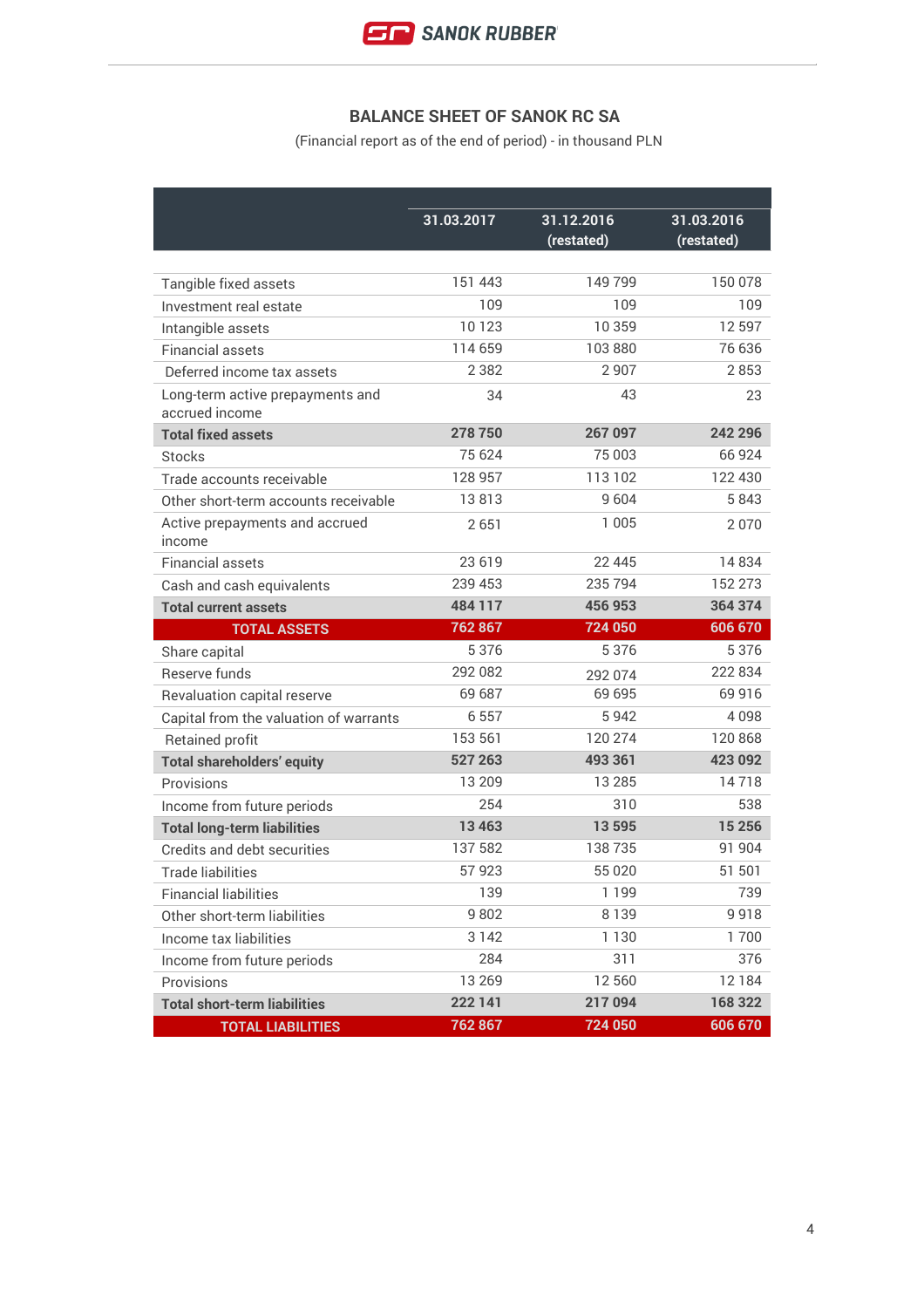## BALANCE SHEET OF SANOK RC SA

(Financial report as of the end of period) - in thousand PLN

| | 31.03.2017 | 31.12.2016 (restated) | 31.03.2016 (restated) |
|---|---|---|---|
| Tangible fixed assets | 151 443 | 149 799 | 150 078 |
| Investment real estate | 109 | 109 | 109 |
| Intangible assets | 10 123 | 10 359 | 12 597 |
| Financial assets | 114 659 | 103 880 | 76 636 |
| Deferred income tax assets | 2 382 | 2 907 | 2 853 |
| Long-term active prepayments and accrued income | 34 | 43 | 23 |
| **Total fixed assets** | **278 750** | **267 097** | **242 296** |
| Stocks | 75 624 | 75 003 | 66 924 |
| Trade accounts receivable | 128 957 | 113 102 | 122 430 |
| Other short-term accounts receivable | 13 813 | 9 604 | 5 843 |
| Active prepayments and accrued income | 2 651 | 1 005 | 2 070 |
| Financial assets | 23 619 | 22 445 | 14 834 |
| Cash and cash equivalents | 239 453 | 235 794 | 152 273 |
| **Total current assets** | **484 117** | **456 953** | **364 374** |
| **TOTAL ASSETS** | **762 867** | **724 050** | **606 670** |
| Share capital | 5 376 | 5 376 | 5 376 |
| Reserve funds | 292 082 | 292 074 | 222 834 |
| Revaluation capital reserve | 69 687 | 69 695 | 69 916 |
| Capital from the valuation of warrants | 6 557 | 5 942 | 4 098 |
| Retained profit | 153 561 | 120 274 | 120 868 |
| **Total shareholders' equity** | **527 263** | **493 361** | **423 092** |
| Provisions | 13 209 | 13 285 | 14 718 |
| Income from future periods | 254 | 310 | 538 |
| **Total long-term liabilities** | **13 463** | **13 595** | **15 256** |
| Credits and debt securities | 137 582 | 138 735 | 91 904 |
| Trade liabilities | 57 923 | 55 020 | 51 501 |
| Financial liabilities | 139 | 1 199 | 739 |
| Other short-term liabilities | 9 802 | 8 139 | 9 918 |
| Income tax liabilities | 3 142 | 1 130 | 1 700 |
| Income from future periods | 284 | 311 | 376 |
| Provisions | 13 269 | 12 560 | 12 184 |
| **Total short-term liabilities** | **222 141** | **217 094** | **168 322** |
| **TOTAL LIABILITIES** | **762 867** | **724 050** | **606 670** |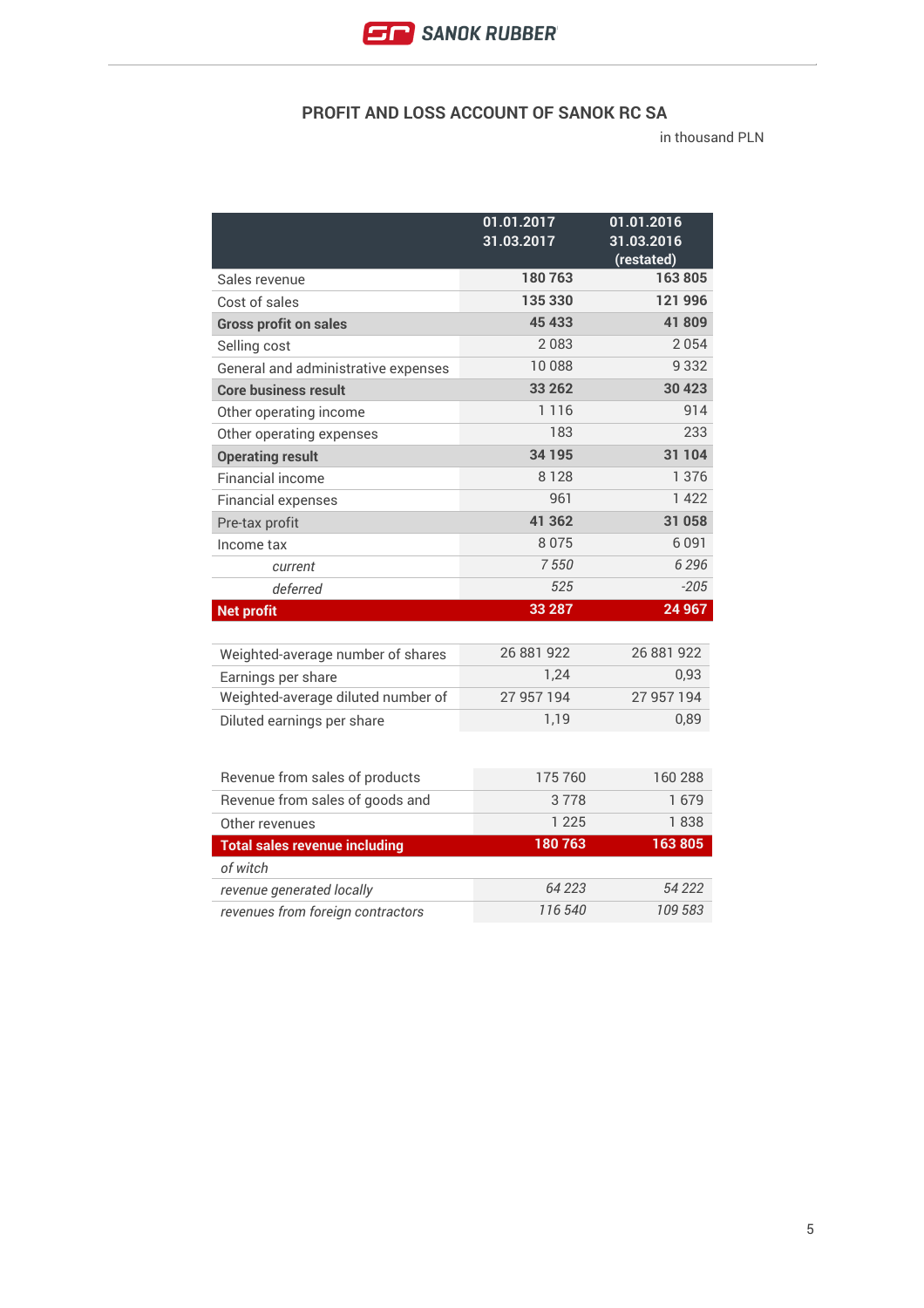## PROFIT AND LOSS ACCOUNT OF SANOK RC SA

in thousand PLN

| | 01.01.2017 31.03.2017 | 01.01.2016 31.03.2016 (restated) |
|---|---|---|
| Sales revenue | 180 763 | 163 805 |
| Cost of sales | 135 330 | 121 996 |
| **Gross profit on sales** | **45 433** | **41 809** |
| Selling cost | 2 083 | 2 054 |
| General and administrative expenses | 10 088 | 9 332 |
| **Core business result** | **33 262** | **30 423** |
| Other operating income | 1 116 | 914 |
| Other operating expenses | 183 | 233 |
| **Operating result** | **34 195** | **31 104** |
| Financial income | 8 128 | 1 376 |
| Financial expenses | 961 | 1 422 |
| Pre-tax profit | **41 362** | **31 058** |
| Income tax | 8 075 | 6 091 |
| *current* | *7 550* | *6 296* |
| *deferred* | *525* | *-205* |
| **Net profit** | **33 287** | **24 967** |

| | | |
|---|---|---|
| Weighted-average number of shares | 26 881 922 | 26 881 922 |
| Earnings per share | 1,24 | 0,93 |
| Weighted-average diluted number of | 27 957 194 | 27 957 194 |
| Diluted earnings per share | 1,19 | 0,89 |

| | | |
|---|---|---|
| Revenue from sales of products | 175 760 | 160 288 |
| Revenue from sales of goods and | 3 778 | 1 679 |
| Other revenues | 1 225 | 1 838 |
| **Total sales revenue including** | **180 763** | **163 805** |
| *of witch* | | |
| *revenue generated locally* | *64 223* | *54 222* |
| *revenues from foreign contractors* | *116 540* | *109 583* |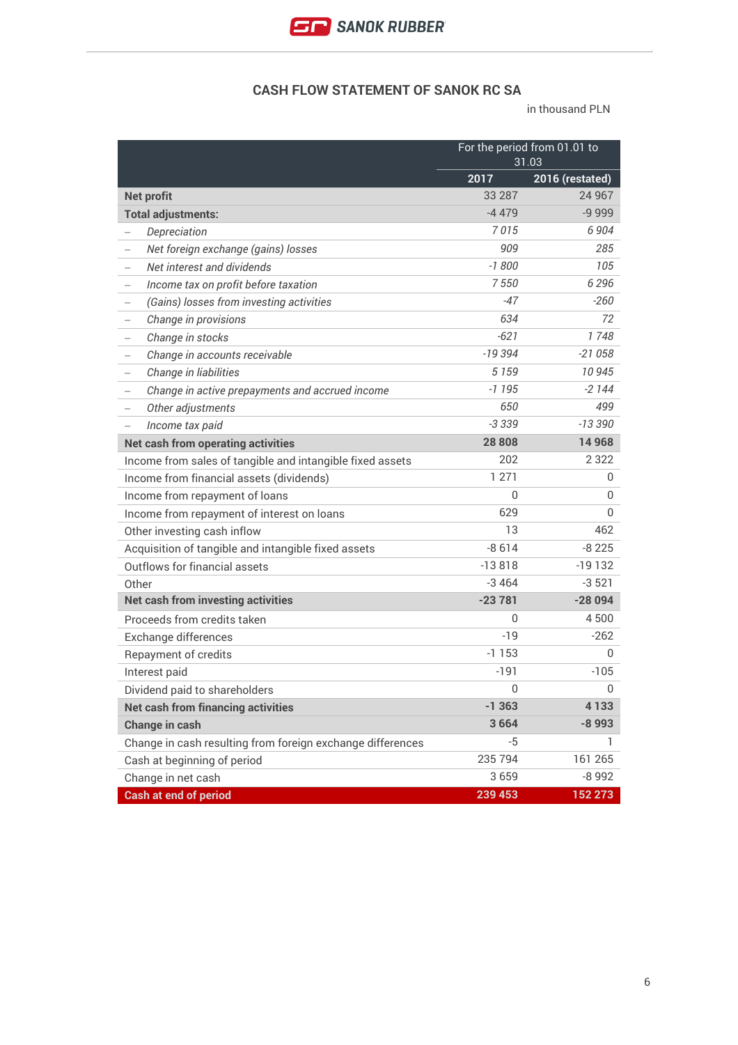## CASH FLOW STATEMENT OF SANOK RC SA

in thousand PLN

| | For the period from 01.01 to 31.03 | |
|---|---|---|
| | 2017 | 2016 (restated) |
| **Net profit** | 33 287 | 24 967 |
| **Total adjustments:** | -4 479 | -9 999 |
| – *Depreciation* | *7 015* | *6 904* |
| – *Net foreign exchange (gains) losses* | *909* | *285* |
| – *Net interest and dividends* | *-1 800* | *105* |
| – *Income tax on profit before taxation* | *7 550* | *6 296* |
| – *(Gains) losses from investing activities* | *-47* | *-260* |
| – *Change in provisions* | *634* | *72* |
| – *Change in stocks* | *-621* | *1 748* |
| – *Change in accounts receivable* | *-19 394* | *-21 058* |
| – *Change in liabilities* | *5 159* | *10 945* |
| – *Change in active prepayments and accrued income* | *-1 195* | *-2 144* |
| – *Other adjustments* | *650* | *499* |
| – *Income tax paid* | *-3 339* | *-13 390* |
| **Net cash from operating activities** | **28 808** | **14 968** |
| Income from sales of tangible and intangible fixed assets | 202 | 2 322 |
| Income from financial assets (dividends) | 1 271 | 0 |
| Income from repayment of loans | 0 | 0 |
| Income from repayment of interest on loans | 629 | 0 |
| Other investing cash inflow | 13 | 462 |
| Acquisition of tangible and intangible fixed assets | -8 614 | -8 225 |
| Outflows for financial assets | -13 818 | -19 132 |
| Other | -3 464 | -3 521 |
| **Net cash from investing activities** | **-23 781** | **-28 094** |
| Proceeds from credits taken | 0 | 4 500 |
| Exchange differences | -19 | -262 |
| Repayment of credits | -1 153 | 0 |
| Interest paid | -191 | -105 |
| Dividend paid to shareholders | 0 | 0 |
| **Net cash from financing activities** | **-1 363** | **4 133** |
| **Change in cash** | **3 664** | **-8 993** |
| Change in cash resulting from foreign exchange differences | -5 | 1 |
| Cash at beginning of period | 235 794 | 161 265 |
| Change in net cash | 3 659 | -8 992 |
| **Cash at end of period** | **239 453** | **152 273** |